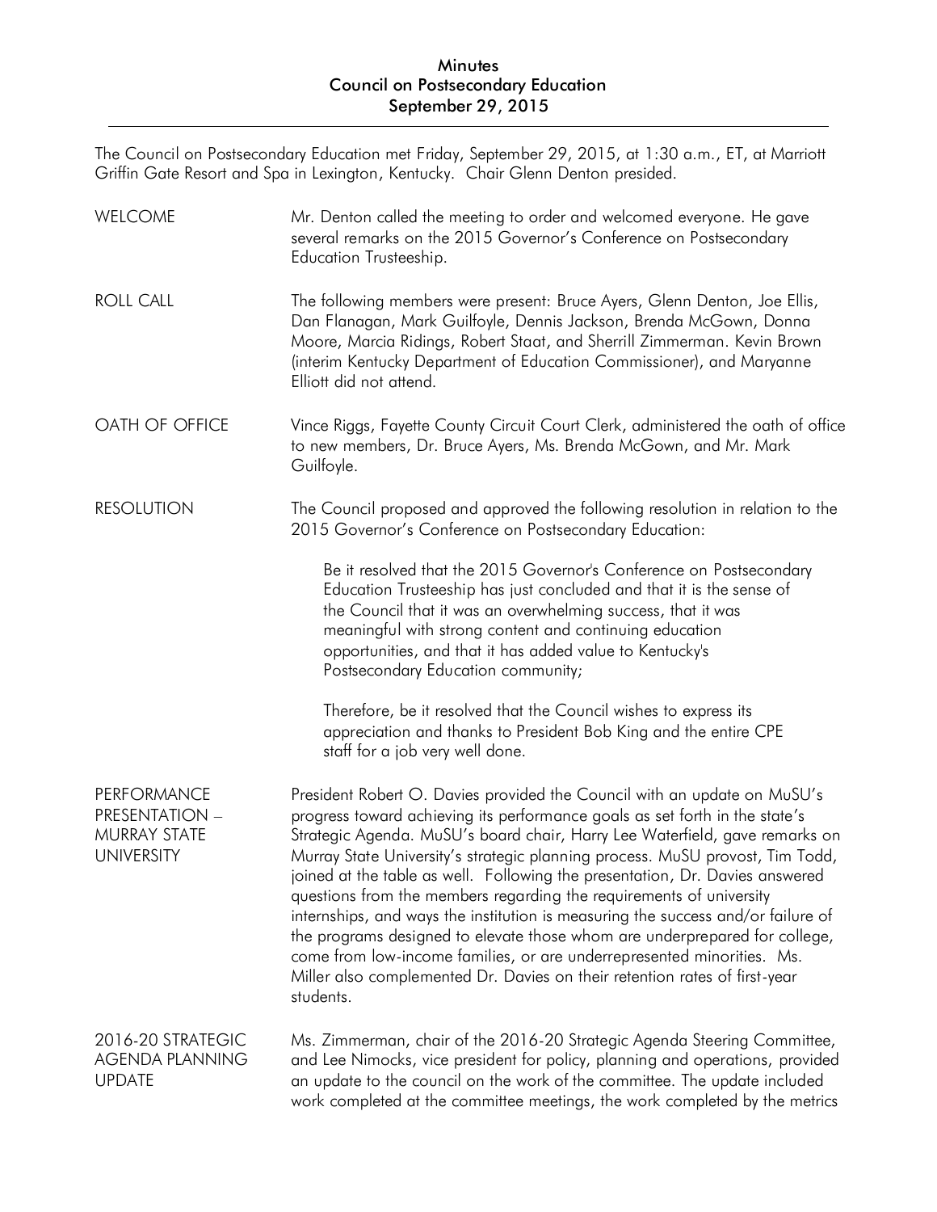# Minutes
## Council on Postsecondary Education
## September 29, 2015

The Council on Postsecondary Education met Friday, September 29, 2015, at 1:30 a.m., ET, at Marriott Griffin Gate Resort and Spa in Lexington, Kentucky. Chair Glenn Denton presided.

**WELCOME**

Mr. Denton called the meeting to order and welcomed everyone. He gave several remarks on the 2015 Governor's Conference on Postsecondary Education Trusteeship.

**ROLL CALL**

The following members were present: Bruce Ayers, Glenn Denton, Joe Ellis, Dan Flanagan, Mark Guilfoyle, Dennis Jackson, Brenda McGown, Donna Moore, Marcia Ridings, Robert Staat, and Sherrill Zimmerman. Kevin Brown (interim Kentucky Department of Education Commissioner), and Maryanne Elliott did not attend.

**OATH OF OFFICE**

Vince Riggs, Fayette County Circuit Court Clerk, administered the oath of office to new members, Dr. Bruce Ayers, Ms. Brenda McGown, and Mr. Mark Guilfoyle.

**RESOLUTION**

The Council proposed and approved the following resolution in relation to the 2015 Governor's Conference on Postsecondary Education:

> Be it resolved that the 2015 Governor's Conference on Postsecondary Education Trusteeship has just concluded and that it is the sense of the Council that it was an overwhelming success, that it was meaningful with strong content and continuing education opportunities, and that it has added value to Kentucky's Postsecondary Education community;
>
> Therefore, be it resolved that the Council wishes to express its appreciation and thanks to President Bob King and the entire CPE staff for a job very well done.

**PERFORMANCE PRESENTATION – MURRAY STATE UNIVERSITY**

President Robert O. Davies provided the Council with an update on MuSU's progress toward achieving its performance goals as set forth in the state's Strategic Agenda. MuSU's board chair, Harry Lee Waterfield, gave remarks on Murray State University's strategic planning process. MuSU provost, Tim Todd, joined at the table as well. Following the presentation, Dr. Davies answered questions from the members regarding the requirements of university internships, and ways the institution is measuring the success and/or failure of the programs designed to elevate those whom are underprepared for college, come from low-income families, or are underrepresented minorities. Ms. Miller also complemented Dr. Davies on their retention rates of first-year students.

**2016-20 STRATEGIC AGENDA PLANNING UPDATE**

Ms. Zimmerman, chair of the 2016-20 Strategic Agenda Steering Committee, and Lee Nimocks, vice president for policy, planning and operations, provided an update to the council on the work of the committee. The update included work completed at the committee meetings, the work completed by the metrics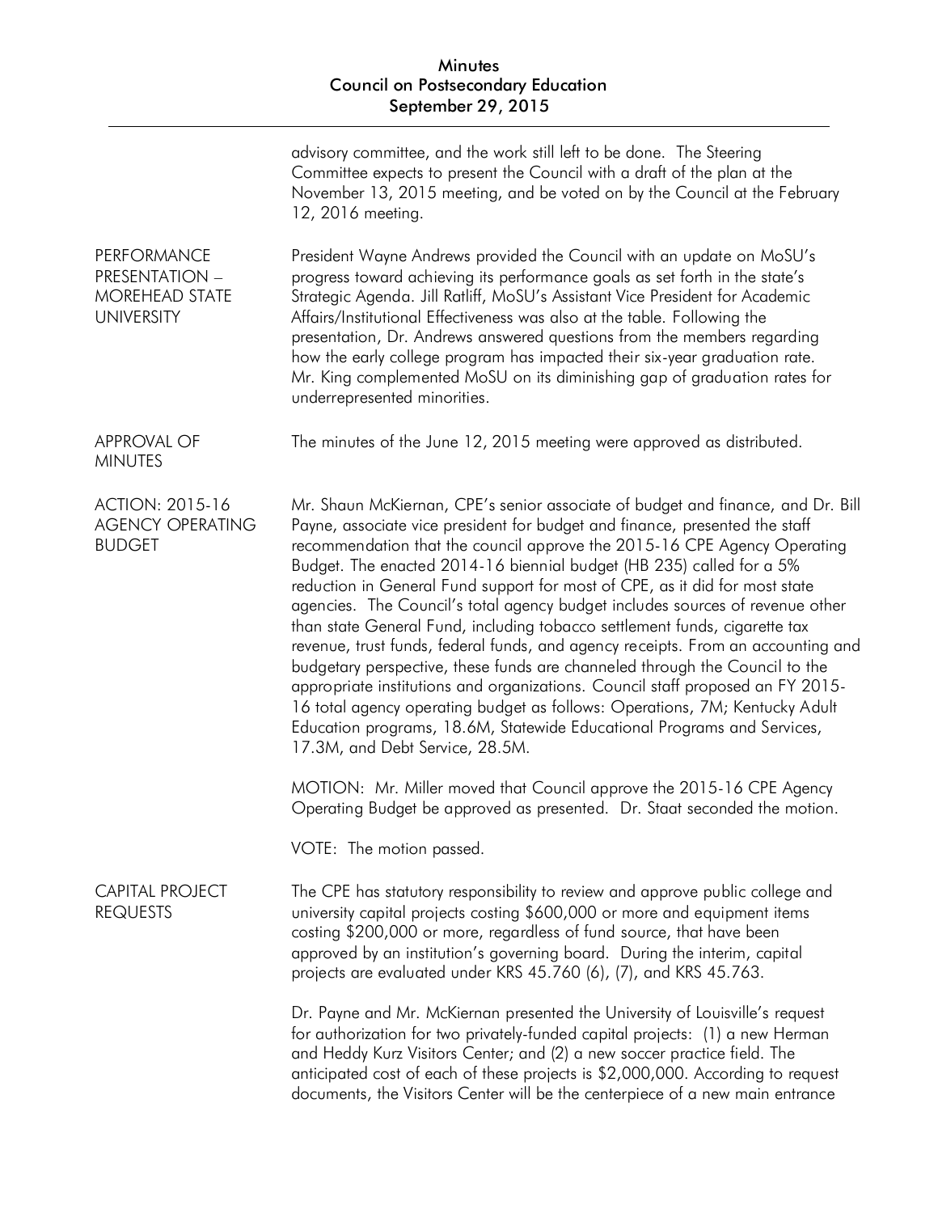advisory committee, and the work still left to be done. The Steering Committee expects to present the Council with a draft of the plan at the November 13, 2015 meeting, and be voted on by the Council at the February 12, 2016 meeting.

**PERFORMANCE PRESENTATION – MOREHEAD STATE UNIVERSITY**

President Wayne Andrews provided the Council with an update on MoSU's progress toward achieving its performance goals as set forth in the state's Strategic Agenda. Jill Ratliff, MoSU's Assistant Vice President for Academic Affairs/Institutional Effectiveness was also at the table. Following the presentation, Dr. Andrews answered questions from the members regarding how the early college program has impacted their six-year graduation rate. Mr. King complemented MoSU on its diminishing gap of graduation rates for underrepresented minorities.

**APPROVAL OF MINUTES**

The minutes of the June 12, 2015 meeting were approved as distributed.

**ACTION: 2015-16 AGENCY OPERATING BUDGET**

Mr. Shaun McKiernan, CPE's senior associate of budget and finance, and Dr. Bill Payne, associate vice president for budget and finance, presented the staff recommendation that the council approve the 2015-16 CPE Agency Operating Budget. The enacted 2014-16 biennial budget (HB 235) called for a 5% reduction in General Fund support for most of CPE, as it did for most state agencies. The Council's total agency budget includes sources of revenue other than state General Fund, including tobacco settlement funds, cigarette tax revenue, trust funds, federal funds, and agency receipts. From an accounting and budgetary perspective, these funds are channeled through the Council to the appropriate institutions and organizations. Council staff proposed an FY 2015-16 total agency operating budget as follows: Operations, 7M; Kentucky Adult Education programs, 18.6M, Statewide Educational Programs and Services, 17.3M, and Debt Service, 28.5M.

MOTION: Mr. Miller moved that Council approve the 2015-16 CPE Agency Operating Budget be approved as presented. Dr. Staat seconded the motion.

VOTE: The motion passed.

**CAPITAL PROJECT REQUESTS**

The CPE has statutory responsibility to review and approve public college and university capital projects costing $600,000 or more and equipment items costing $200,000 or more, regardless of fund source, that have been approved by an institution's governing board. During the interim, capital projects are evaluated under KRS 45.760 (6), (7), and KRS 45.763.

Dr. Payne and Mr. McKiernan presented the University of Louisville's request for authorization for two privately-funded capital projects: (1) a new Herman and Heddy Kurz Visitors Center; and (2) a new soccer practice field. The anticipated cost of each of these projects is $2,000,000. According to request documents, the Visitors Center will be the centerpiece of a new main entrance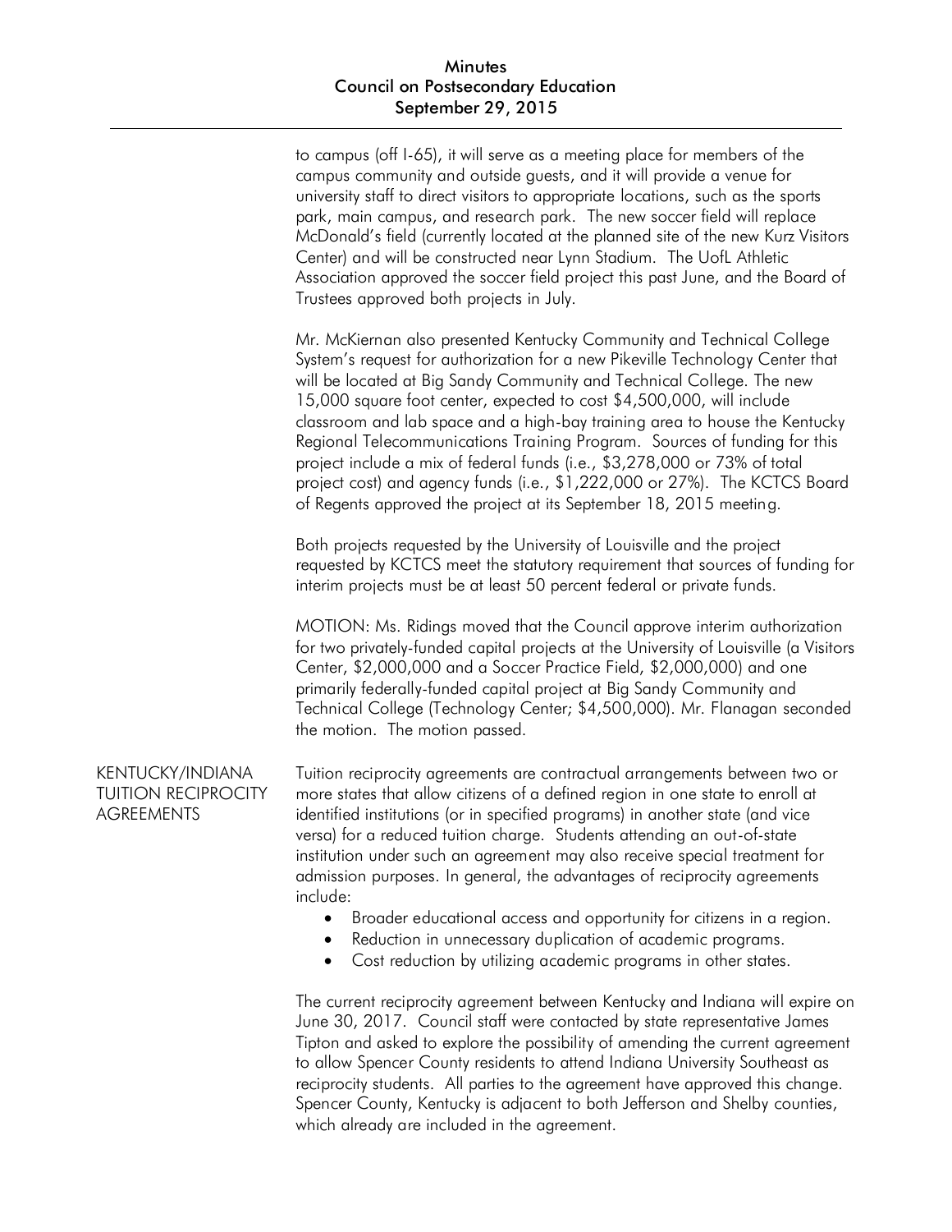to campus (off I-65), it will serve as a meeting place for members of the campus community and outside guests, and it will provide a venue for university staff to direct visitors to appropriate locations, such as the sports park, main campus, and research park. The new soccer field will replace McDonald's field (currently located at the planned site of the new Kurz Visitors Center) and will be constructed near Lynn Stadium. The UofL Athletic Association approved the soccer field project this past June, and the Board of Trustees approved both projects in July.

Mr. McKiernan also presented Kentucky Community and Technical College System's request for authorization for a new Pikeville Technology Center that will be located at Big Sandy Community and Technical College. The new 15,000 square foot center, expected to cost $4,500,000, will include classroom and lab space and a high-bay training area to house the Kentucky Regional Telecommunications Training Program. Sources of funding for this project include a mix of federal funds (i.e., $3,278,000 or 73% of total project cost) and agency funds (i.e., $1,222,000 or 27%). The KCTCS Board of Regents approved the project at its September 18, 2015 meeting.

Both projects requested by the University of Louisville and the project requested by KCTCS meet the statutory requirement that sources of funding for interim projects must be at least 50 percent federal or private funds.

MOTION: Ms. Ridings moved that the Council approve interim authorization for two privately-funded capital projects at the University of Louisville (a Visitors Center, $2,000,000 and a Soccer Practice Field, $2,000,000) and one primarily federally-funded capital project at Big Sandy Community and Technical College (Technology Center; $4,500,000). Mr. Flanagan seconded the motion. The motion passed.

## KENTUCKY/INDIANA TUITION RECIPROCITY AGREEMENTS

Tuition reciprocity agreements are contractual arrangements between two or more states that allow citizens of a defined region in one state to enroll at identified institutions (or in specified programs) in another state (and vice versa) for a reduced tuition charge. Students attending an out-of-state institution under such an agreement may also receive special treatment for admission purposes. In general, the advantages of reciprocity agreements include:

- Broader educational access and opportunity for citizens in a region.
- Reduction in unnecessary duplication of academic programs.
- Cost reduction by utilizing academic programs in other states.

The current reciprocity agreement between Kentucky and Indiana will expire on June 30, 2017. Council staff were contacted by state representative James Tipton and asked to explore the possibility of amending the current agreement to allow Spencer County residents to attend Indiana University Southeast as reciprocity students. All parties to the agreement have approved this change. Spencer County, Kentucky is adjacent to both Jefferson and Shelby counties, which already are included in the agreement.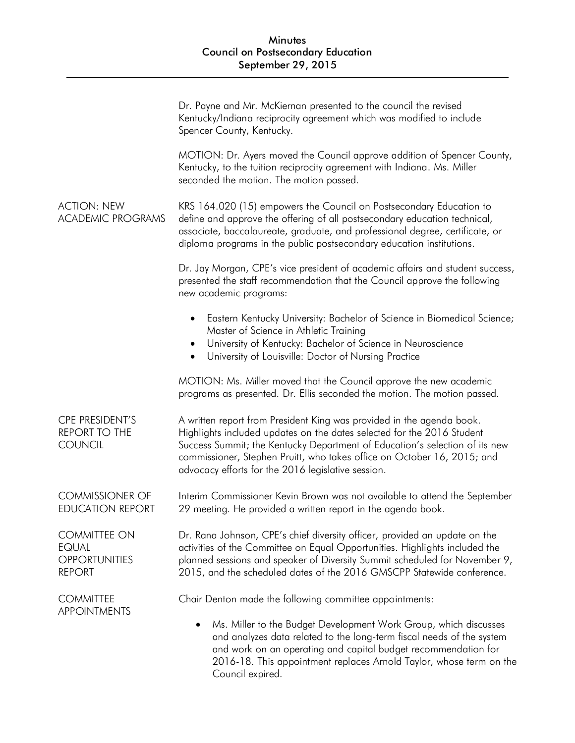Dr. Payne and Mr. McKiernan presented to the council the revised Kentucky/Indiana reciprocity agreement which was modified to include Spencer County, Kentucky.

MOTION: Dr. Ayers moved the Council approve addition of Spencer County, Kentucky, to the tuition reciprocity agreement with Indiana. Ms. Miller seconded the motion. The motion passed.

## ACTION: NEW ACADEMIC PROGRAMS

KRS 164.020 (15) empowers the Council on Postsecondary Education to define and approve the offering of all postsecondary education technical, associate, baccalaureate, graduate, and professional degree, certificate, or diploma programs in the public postsecondary education institutions.

Dr. Jay Morgan, CPE's vice president of academic affairs and student success, presented the staff recommendation that the Council approve the following new academic programs:

- Eastern Kentucky University: Bachelor of Science in Biomedical Science; Master of Science in Athletic Training
- University of Kentucky: Bachelor of Science in Neuroscience
- University of Louisville: Doctor of Nursing Practice

MOTION: Ms. Miller moved that the Council approve the new academic programs as presented. Dr. Ellis seconded the motion. The motion passed.

## CPE PRESIDENT'S REPORT TO THE COUNCIL

A written report from President King was provided in the agenda book. Highlights included updates on the dates selected for the 2016 Student Success Summit; the Kentucky Department of Education's selection of its new commissioner, Stephen Pruitt, who takes office on October 16, 2015; and advocacy efforts for the 2016 legislative session.

## COMMISSIONER OF EDUCATION REPORT

Interim Commissioner Kevin Brown was not available to attend the September 29 meeting. He provided a written report in the agenda book.

## COMMITTEE ON EQUAL OPPORTUNITIES REPORT

Dr. Rana Johnson, CPE's chief diversity officer, provided an update on the activities of the Committee on Equal Opportunities. Highlights included the planned sessions and speaker of Diversity Summit scheduled for November 9, 2015, and the scheduled dates of the 2016 GMSCPP Statewide conference.

## COMMITTEE APPOINTMENTS

Chair Denton made the following committee appointments:

- Ms. Miller to the Budget Development Work Group, which discusses and analyzes data related to the long-term fiscal needs of the system and work on an operating and capital budget recommendation for 2016-18. This appointment replaces Arnold Taylor, whose term on the Council expired.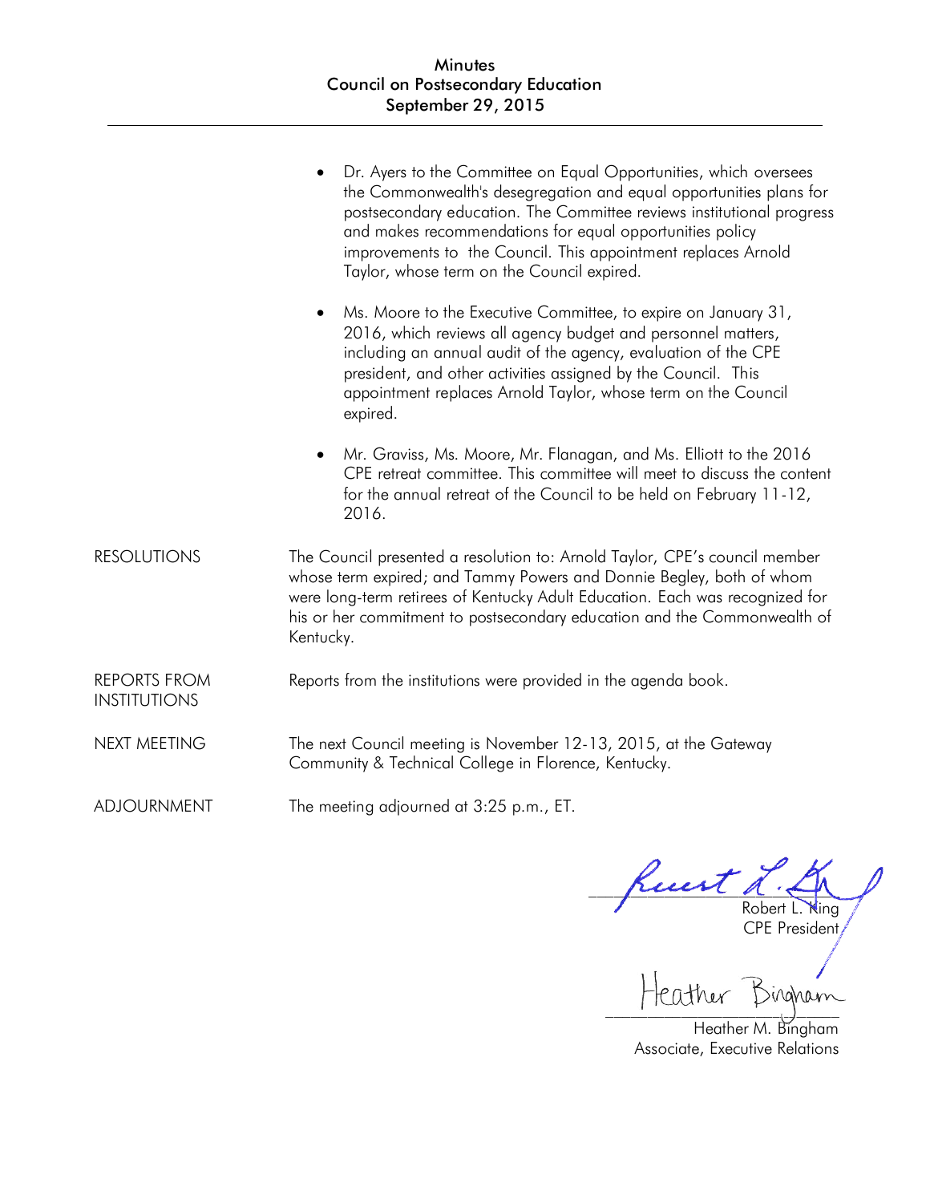- Dr. Ayers to the Committee on Equal Opportunities, which oversees the Commonwealth's desegregation and equal opportunities plans for postsecondary education. The Committee reviews institutional progress and makes recommendations for equal opportunities policy improvements to the Council. This appointment replaces Arnold Taylor, whose term on the Council expired.

- Ms. Moore to the Executive Committee, to expire on January 31, 2016, which reviews all agency budget and personnel matters, including an annual audit of the agency, evaluation of the CPE president, and other activities assigned by the Council. This appointment replaces Arnold Taylor, whose term on the Council expired.

- Mr. Graviss, Ms. Moore, Mr. Flanagan, and Ms. Elliott to the 2016 CPE retreat committee. This committee will meet to discuss the content for the annual retreat of the Council to be held on February 11-12, 2016.

RESOLUTIONS

The Council presented a resolution to: Arnold Taylor, CPE's council member whose term expired; and Tammy Powers and Donnie Begley, both of whom were long-term retirees of Kentucky Adult Education. Each was recognized for his or her commitment to postsecondary education and the Commonwealth of Kentucky.

REPORTS FROM INSTITUTIONS

Reports from the institutions were provided in the agenda book.

NEXT MEETING

The next Council meeting is November 12-13, 2015, at the Gateway Community & Technical College in Florence, Kentucky.

ADJOURNMENT

The meeting adjourned at 3:25 p.m., ET.

Robert L. King
CPE President

Heather M. Bingham
Associate, Executive Relations